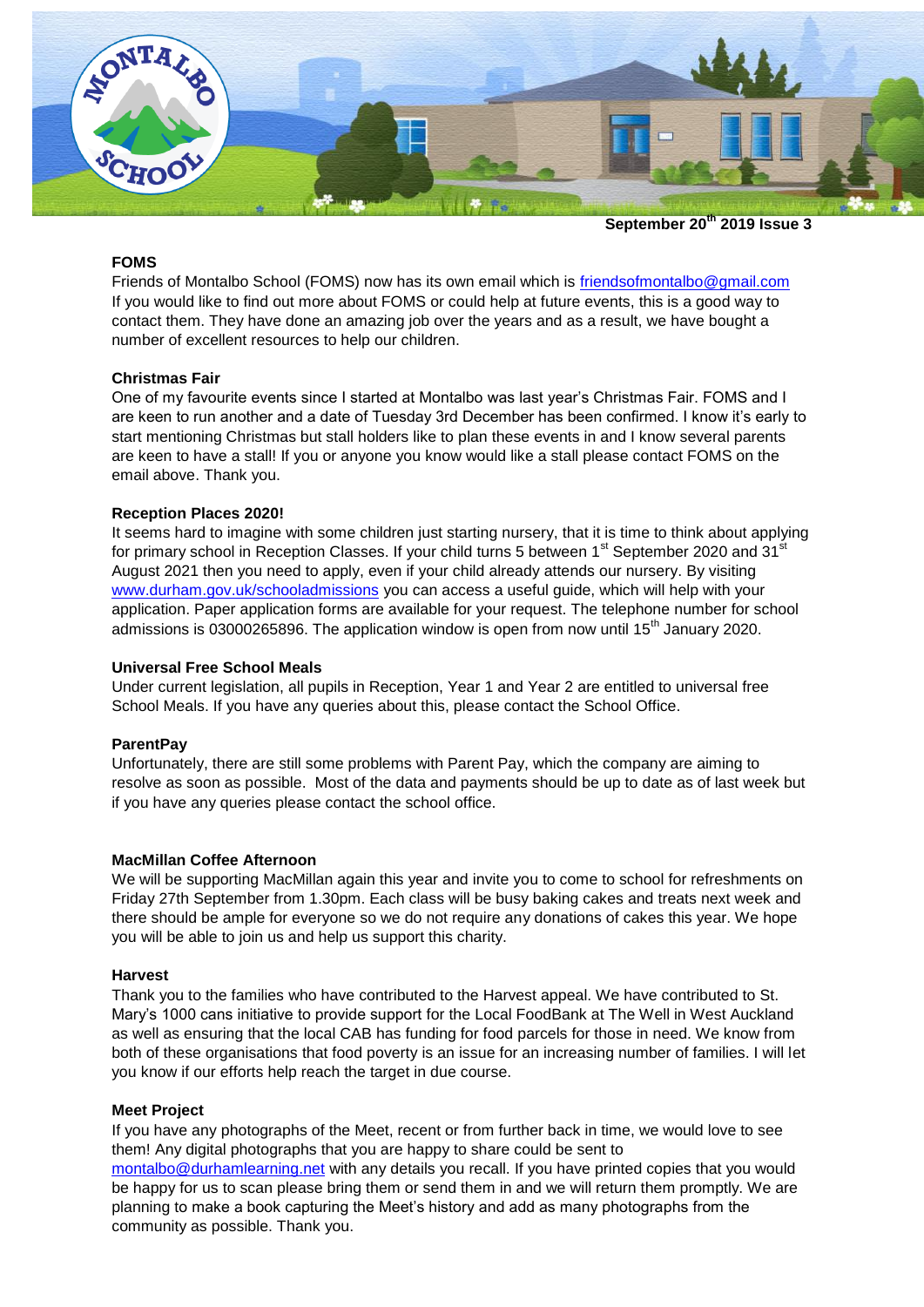**September 20th 2019 Issue 3**

### FOMS

Friends of Montalbo School (FOMS) now has its own email which is friendsofmontalbo@gmail.com If you would like to find out more about FOMS or could help at future events, this is a good way to contact them. They have done an amazing job over the years and as a result, we have bought a number of excellent resources to help our children.

### Christmas Fair

One of my favourite events since I started at Montalbo was last year's Christmas Fair. FOMS and I are keen to run another and a date of Tuesday 3rd December has been confirmed. I know it's early to start mentioning Christmas but stall holders like to plan these events in and I know several parents are keen to have a stall! If you or anyone you know would like a stall please contact FOMS on the email above. Thank you.

### Reception Places 2020!

It seems hard to imagine with some children just starting nursery, that it is time to think about applying for primary school in Reception Classes. If your child turns 5 between 1st September 2020 and 31st August 2021 then you need to apply, even if your child already attends our nursery. By visiting www.durham.gov.uk/schooladmissions you can access a useful guide, which will help with your application. Paper application forms are available for your request. The telephone number for school admissions is 03000265896. The application window is open from now until 15th January 2020.

### Universal Free School Meals

Under current legislation, all pupils in Reception, Year 1 and Year 2 are entitled to universal free School Meals. If you have any queries about this, please contact the School Office.

### ParentPay

Unfortunately, there are still some problems with Parent Pay, which the company are aiming to resolve as soon as possible. Most of the data and payments should be up to date as of last week but if you have any queries please contact the school office.

### MacMillan Coffee Afternoon

We will be supporting MacMillan again this year and invite you to come to school for refreshments on Friday 27th September from 1.30pm. Each class will be busy baking cakes and treats next week and there should be ample for everyone so we do not require any donations of cakes this year. We hope you will be able to join us and help us support this charity.

### Harvest

Thank you to the families who have contributed to the Harvest appeal. We have contributed to St. Mary's 1000 cans initiative to provide support for the Local FoodBank at The Well in West Auckland as well as ensuring that the local CAB has funding for food parcels for those in need. We know from both of these organisations that food poverty is an issue for an increasing number of families. I will let you know if our efforts help reach the target in due course.

### Meet Project

If you have any photographs of the Meet, recent or from further back in time, we would love to see them! Any digital photographs that you are happy to share could be sent to montalbo@durhamlearning.net with any details you recall. If you have printed copies that you would be happy for us to scan please bring them or send them in and we will return them promptly. We are planning to make a book capturing the Meet's history and add as many photographs from the community as possible. Thank you.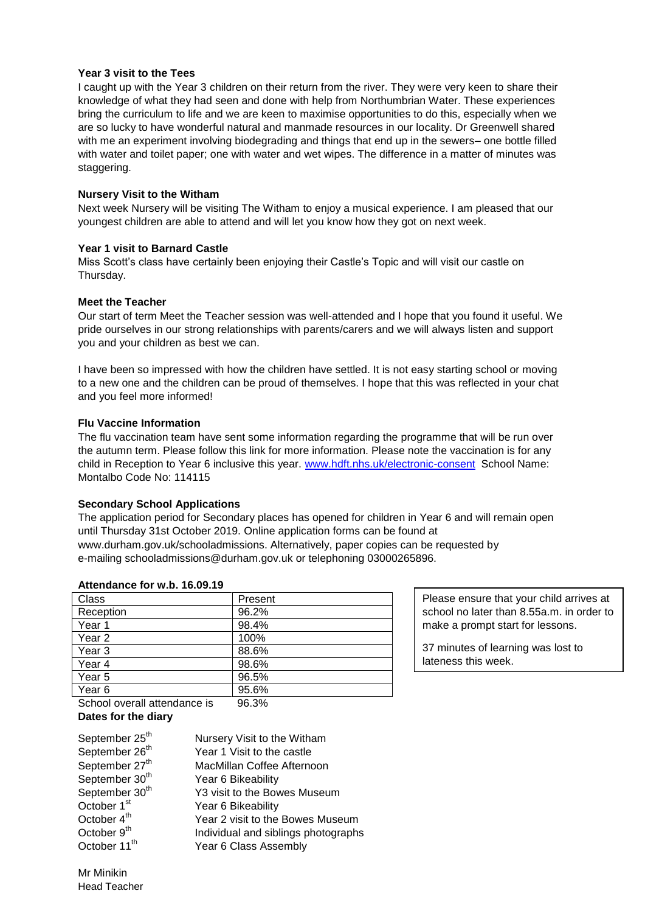**Year 3 visit to the Tees**

I caught up with the Year 3 children on their return from the river. They were very keen to share their knowledge of what they had seen and done with help from Northumbrian Water. These experiences bring the curriculum to life and we are keen to maximise opportunities to do this, especially when we are so lucky to have wonderful natural and manmade resources in our locality. Dr Greenwell shared with me an experiment involving biodegrading and things that end up in the sewers– one bottle filled with water and toilet paper; one with water and wet wipes. The difference in a matter of minutes was staggering.

**Nursery Visit to the Witham**

Next week Nursery will be visiting The Witham to enjoy a musical experience. I am pleased that our youngest children are able to attend and will let you know how they got on next week.

**Year 1 visit to Barnard Castle**

Miss Scott's class have certainly been enjoying their Castle's Topic and will visit our castle on Thursday.

**Meet the Teacher**

Our start of term Meet the Teacher session was well-attended and I hope that you found it useful. We pride ourselves in our strong relationships with parents/carers and we will always listen and support you and your children as best we can.

I have been so impressed with how the children have settled. It is not easy starting school or moving to a new one and the children can be proud of themselves. I hope that this was reflected in your chat and you feel more informed!

**Flu Vaccine Information**

The flu vaccination team have sent some information regarding the programme that will be run over the autumn term. Please follow this link for more information. Please note the vaccination is for any child in Reception to Year 6 inclusive this year. www.hdft.nhs.uk/electronic-consent School Name: Montalbo Code No: 114115

**Secondary School Applications**

The application period for Secondary places has opened for children in Year 6 and will remain open until Thursday 31st October 2019. Online application forms can be found at www.durham.gov.uk/schooladmissions. Alternatively, paper copies can be requested by e-mailing schooladmissions@durham.gov.uk or telephoning 03000265896.

**Attendance for w.b. 16.09.19**

| Class | Present |
|---|---|
| Reception | 96.2% |
| Year 1 | 98.4% |
| Year 2 | 100% |
| Year 3 | 88.6% |
| Year 4 | 98.6% |
| Year 5 | 96.5% |
| Year 6 | 95.6% |

School overall attendance is 96.3%

Please ensure that your child arrives at school no later than 8.55a.m. in order to make a prompt start for lessons.

37 minutes of learning was lost to lateness this week.

**Dates for the diary**

| | |
|---|---|
| September 25th | Nursery Visit to the Witham |
| September 26th | Year 1 Visit to the castle |
| September 27th | MacMillan Coffee Afternoon |
| September 30th | Year 6 Bikeability |
| September 30th | Y3 visit to the Bowes Museum |
| October 1st | Year 6 Bikeability |
| October 4th | Year 2 visit to the Bowes Museum |
| October 9th | Individual and siblings photographs |
| October 11th | Year 6 Class Assembly |

Mr Minikin
Head Teacher